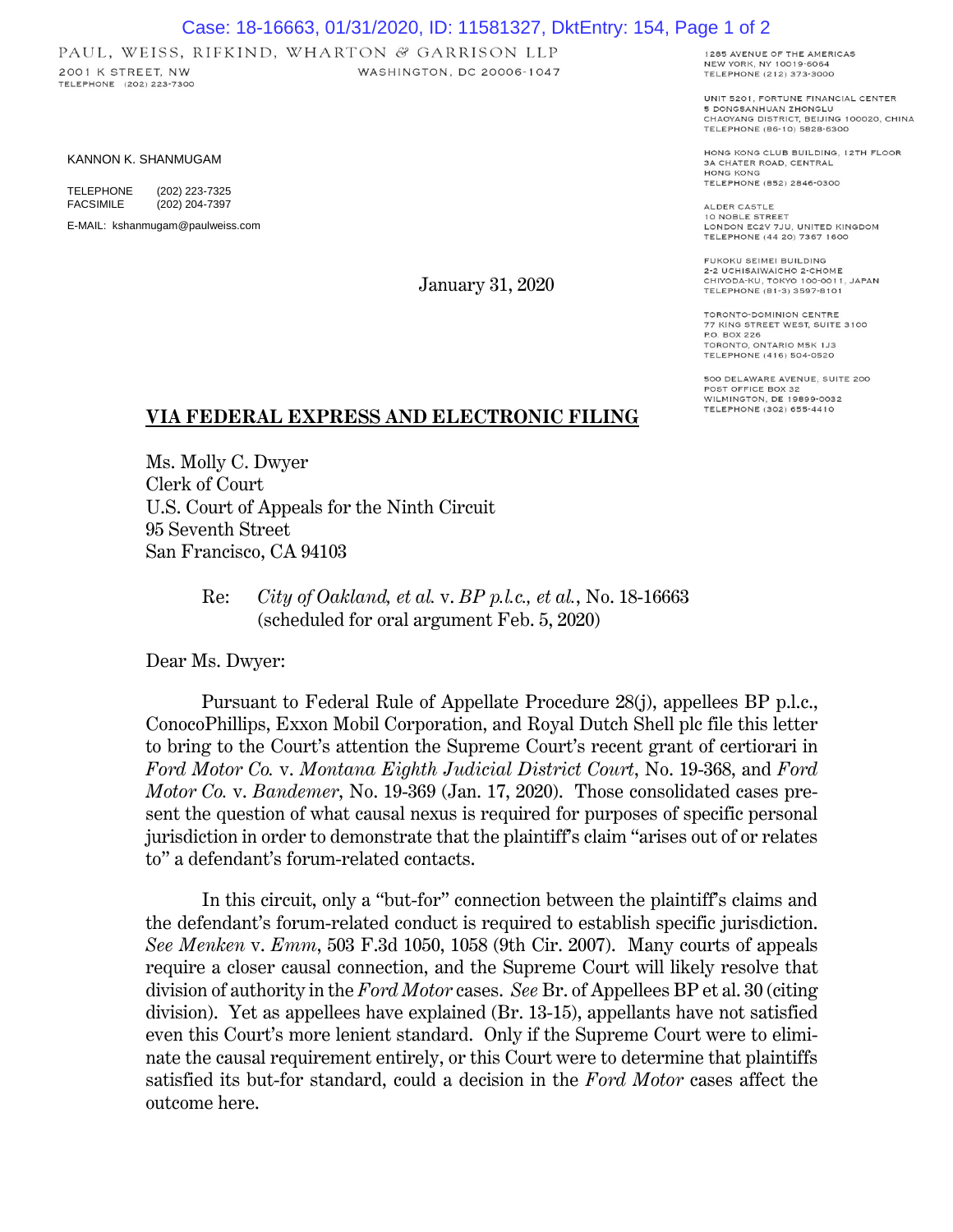PAUL, WEISS, RIFKIND, WHARTON & GARRISON LLP

2001 K STREET, NW
WASHINGTON, DC 20006-1047
TELEPHONE (202) 223-7300

1285 AVENUE OF THE AMERICAS
NEW YORK, NY 10019-6064
TELEPHONE (212) 373-3000

UNIT 5201, FORTUNE FINANCIAL CENTER
5 DONGSANHUAN ZHONGLU
CHAOYANG DISTRICT, BEIJING 100020, CHINA
TELEPHONE (86-10) 5828-6300

HONG KONG CLUB BUILDING, 12TH FLOOR
3A CHATER ROAD, CENTRAL
HONG KONG
TELEPHONE (852) 2846-0300

ALDER CASTLE
10 NOBLE STREET
LONDON EC2V 7JU, UNITED KINGDOM
TELEPHONE (44 20) 7367 1600

FUKOKU SEIMEI BUILDING
2-2 UCHISAIWAICHO 2-CHOME
CHIYODA-KU, TOKYO 100-0011, JAPAN
TELEPHONE (81-3) 3597-8101

TORONTO-DOMINION CENTRE
77 KING STREET WEST, SUITE 3100
P.O. BOX 226
TORONTO, ONTARIO M5K 1J3
TELEPHONE (416) 504-0520

500 DELAWARE AVENUE, SUITE 200
POST OFFICE BOX 32
WILMINGTON, DE 19899-0032
TELEPHONE (302) 655-4410

KANNON K. SHANMUGAM

TELEPHONE (202) 223-7325
FACSIMILE (202) 204-7397

E-MAIL: kshanmugam@paulweiss.com

January 31, 2020

**VIA FEDERAL EXPRESS AND ELECTRONIC FILING**

Ms. Molly C. Dwyer
Clerk of Court
U.S. Court of Appeals for the Ninth Circuit
95 Seventh Street
San Francisco, CA 94103

Re: *City of Oakland, et al.* v. *BP p.l.c., et al.*, No. 18-16663
(scheduled for oral argument Feb. 5, 2020)

Dear Ms. Dwyer:

Pursuant to Federal Rule of Appellate Procedure 28(j), appellees BP p.l.c., ConocoPhillips, Exxon Mobil Corporation, and Royal Dutch Shell plc file this letter to bring to the Court's attention the Supreme Court's recent grant of certiorari in *Ford Motor Co.* v. *Montana Eighth Judicial District Court*, No. 19-368, and *Ford Motor Co.* v. *Bandemer*, No. 19-369 (Jan. 17, 2020). Those consolidated cases present the question of what causal nexus is required for purposes of specific personal jurisdiction in order to demonstrate that the plaintiff's claim "arises out of or relates to" a defendant's forum-related contacts.

In this circuit, only a "but-for" connection between the plaintiff's claims and the defendant's forum-related conduct is required to establish specific jurisdiction. *See Menken* v. *Emm*, 503 F.3d 1050, 1058 (9th Cir. 2007). Many courts of appeals require a closer causal connection, and the Supreme Court will likely resolve that division of authority in the *Ford Motor* cases. *See* Br. of Appellees BP et al. 30 (citing division). Yet as appellees have explained (Br. 13-15), appellants have not satisfied even this Court's more lenient standard. Only if the Supreme Court were to eliminate the causal requirement entirely, or this Court were to determine that plaintiffs satisfied its but-for standard, could a decision in the *Ford Motor* cases affect the outcome here.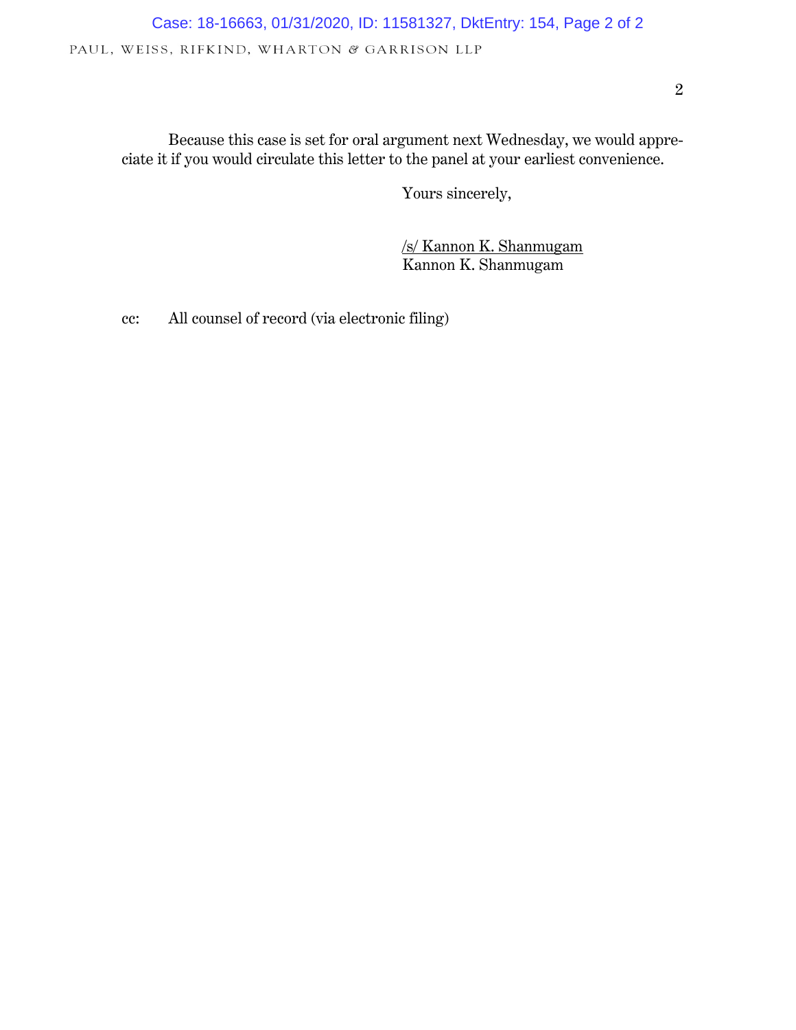Because this case is set for oral argument next Wednesday, we would appreciate it if you would circulate this letter to the panel at your earliest convenience.

Yours sincerely,

/s/ Kannon K. Shanmugam
Kannon K. Shanmugam

cc: All counsel of record (via electronic filing)